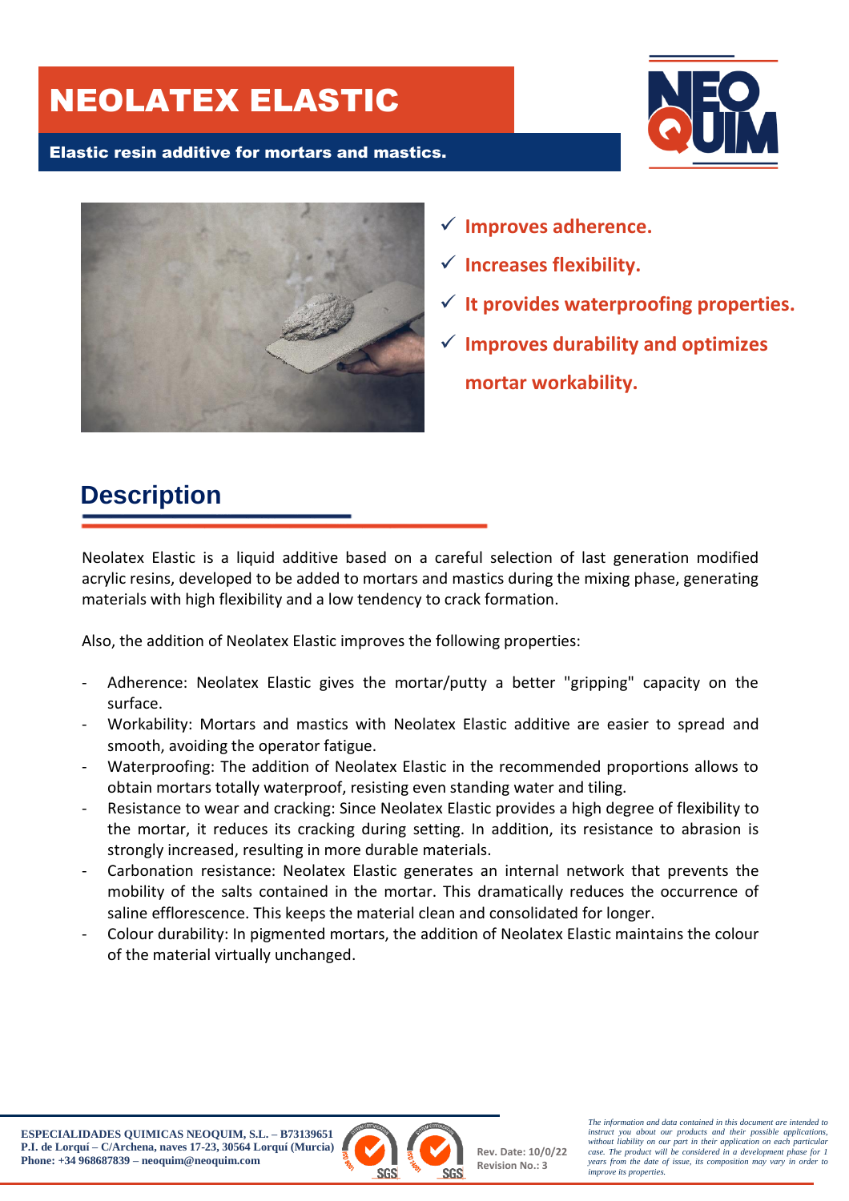# NEOLATEX ELASTIC

**Elastic resin additive for mortars and mastics.**

- ✓ **Improves adherence.**
- ✓ **Increases flexibility.**
- ✓ **It provides waterproofing properties.**
- ✓ **Improves durability and optimizes mortar workability.**

## Description

Neolatex Elastic is a liquid additive based on a careful selection of last generation modified acrylic resins, developed to be added to mortars and mastics during the mixing phase, generating materials with high flexibility and a low tendency to crack formation.

Also, the addition of Neolatex Elastic improves the following properties:

- Adherence: Neolatex Elastic gives the mortar/putty a better "gripping" capacity on the surface.
- Workability: Mortars and mastics with Neolatex Elastic additive are easier to spread and smooth, avoiding the operator fatigue.
- Waterproofing: The addition of Neolatex Elastic in the recommended proportions allows to obtain mortars totally waterproof, resisting even standing water and tiling.
- Resistance to wear and cracking: Since Neolatex Elastic provides a high degree of flexibility to the mortar, it reduces its cracking during setting. In addition, its resistance to abrasion is strongly increased, resulting in more durable materials.
- Carbonation resistance: Neolatex Elastic generates an internal network that prevents the mobility of the salts contained in the mortar. This dramatically reduces the occurrence of saline efflorescence. This keeps the material clean and consolidated for longer.
- Colour durability: In pigmented mortars, the addition of Neolatex Elastic maintains the colour of the material virtually unchanged.

**ESPECIALIDADES QUIMICAS NEOQUIM, S.L. – B73139651**
**P.I. de Lorquí – C/Archena, naves 17-23, 30564 Lorquí (Murcia)**
**Phone: +34 968687839 – neoquim@neoquim.com**

Rev. Date: 10/0/22
Revision No.: 3

*The information and data contained in this document are intended to instruct you about our products and their possible applications, without liability on our part in their application on each particular case. The product will be considered in a development phase for 1 years from the date of issue, its composition may vary in order to improve its properties.*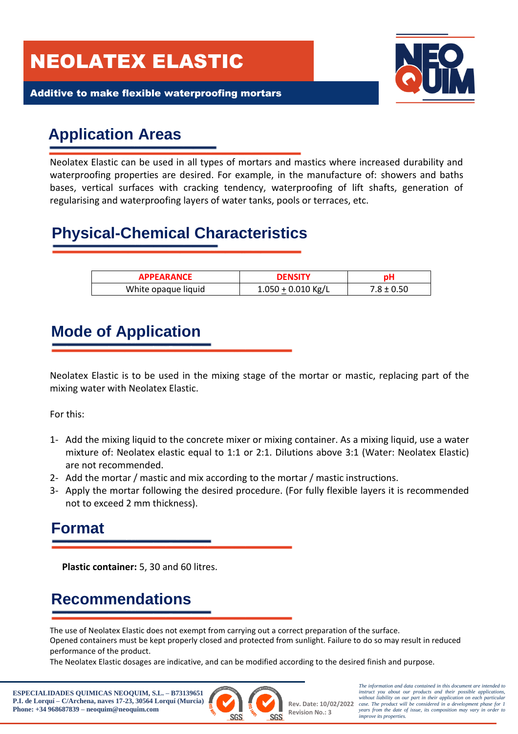# NEOLATEX ELASTIC

**Additive to make flexible waterproofing mortars**

## Application Areas

Neolatex Elastic can be used in all types of mortars and mastics where increased durability and waterproofing properties are desired. For example, in the manufacture of: showers and baths bases, vertical surfaces with cracking tendency, waterproofing of lift shafts, generation of regularising and waterproofing layers of water tanks, pools or terraces, etc.

## Physical-Chemical Characteristics

| APPEARANCE | DENSITY | pH |
|---|---|---|
| White opaque liquid | 1.050 ± 0.010 Kg/L | 7.8 ± 0.50 |

## Mode of Application

Neolatex Elastic is to be used in the mixing stage of the mortar or mastic, replacing part of the mixing water with Neolatex Elastic.

For this:

1- Add the mixing liquid to the concrete mixer or mixing container. As a mixing liquid, use a water mixture of: Neolatex elastic equal to 1:1 or 2:1. Dilutions above 3:1 (Water: Neolatex Elastic) are not recommended.
2- Add the mortar / mastic and mix according to the mortar / mastic instructions.
3- Apply the mortar following the desired procedure. (For fully flexible layers it is recommended not to exceed 2 mm thickness).

## Format

**Plastic container:** 5, 30 and 60 litres.

## Recommendations

The use of Neolatex Elastic does not exempt from carrying out a correct preparation of the surface.
Opened containers must be kept properly closed and protected from sunlight. Failure to do so may result in reduced performance of the product.
The Neolatex Elastic dosages are indicative, and can be modified according to the desired finish and purpose.

**ESPECIALIDADES QUIMICAS NEOQUIM, S.L. – B73139651**
**P.I. de Lorquí – C/Archena, naves 17-23, 30564 Lorquí (Murcia)**
**Phone: +34 968687839 – neoquim@neoquim.com**

Rev. Date: 10/02/2022
Revision No.: 3

*The information and data contained in this document are intended to instruct you about our products and their possible applications, without liability on our part in their application on each particular case. The product will be considered in a development phase for 1 years from the date of issue, its composition may vary in order to improve its properties.*